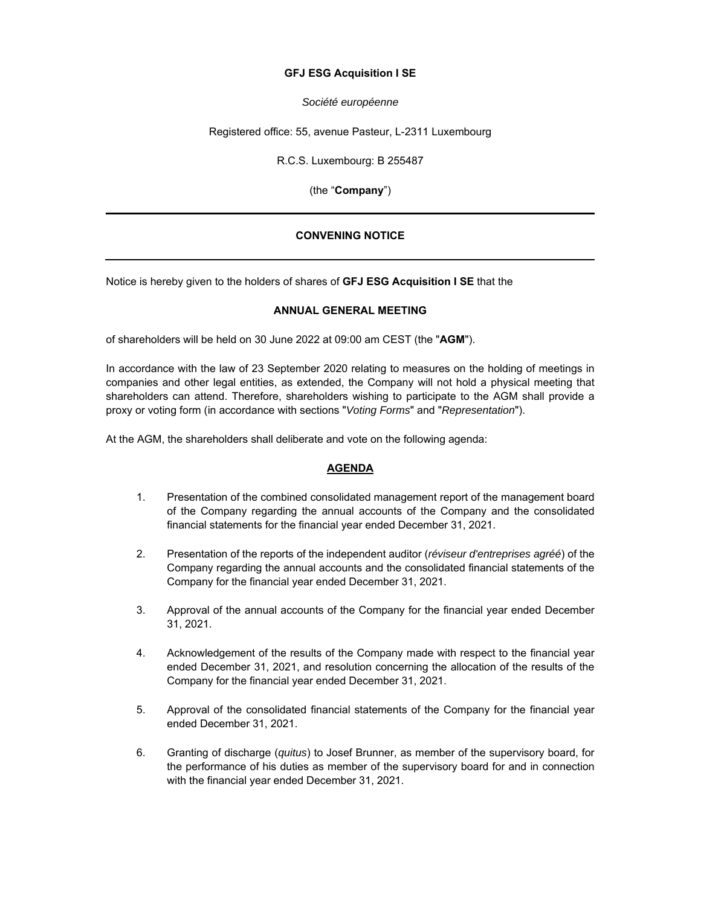**GFJ ESG Acquisition I SE**

*Société européenne*

Registered office: 55, avenue Pasteur, L-2311 Luxembourg

R.C.S. Luxembourg: B 255487

(the "**Company**")

---

**CONVENING NOTICE**

---

Notice is hereby given to the holders of shares of **GFJ ESG Acquisition I SE** that the

**ANNUAL GENERAL MEETING**

of shareholders will be held on 30 June 2022 at 09:00 am CEST (the "**AGM**").

In accordance with the law of 23 September 2020 relating to measures on the holding of meetings in companies and other legal entities, as extended, the Company will not hold a physical meeting that shareholders can attend. Therefore, shareholders wishing to participate to the AGM shall provide a proxy or voting form (in accordance with sections "*Voting Forms*" and "*Representation*").

At the AGM, the shareholders shall deliberate and vote on the following agenda:

**AGENDA**

1. Presentation of the combined consolidated management report of the management board of the Company regarding the annual accounts of the Company and the consolidated financial statements for the financial year ended December 31, 2021.

2. Presentation of the reports of the independent auditor (*réviseur d'entreprises agréé*) of the Company regarding the annual accounts and the consolidated financial statements of the Company for the financial year ended December 31, 2021.

3. Approval of the annual accounts of the Company for the financial year ended December 31, 2021.

4. Acknowledgement of the results of the Company made with respect to the financial year ended December 31, 2021, and resolution concerning the allocation of the results of the Company for the financial year ended December 31, 2021.

5. Approval of the consolidated financial statements of the Company for the financial year ended December 31, 2021.

6. Granting of discharge (*quitus*) to Josef Brunner, as member of the supervisory board, for the performance of his duties as member of the supervisory board for and in connection with the financial year ended December 31, 2021.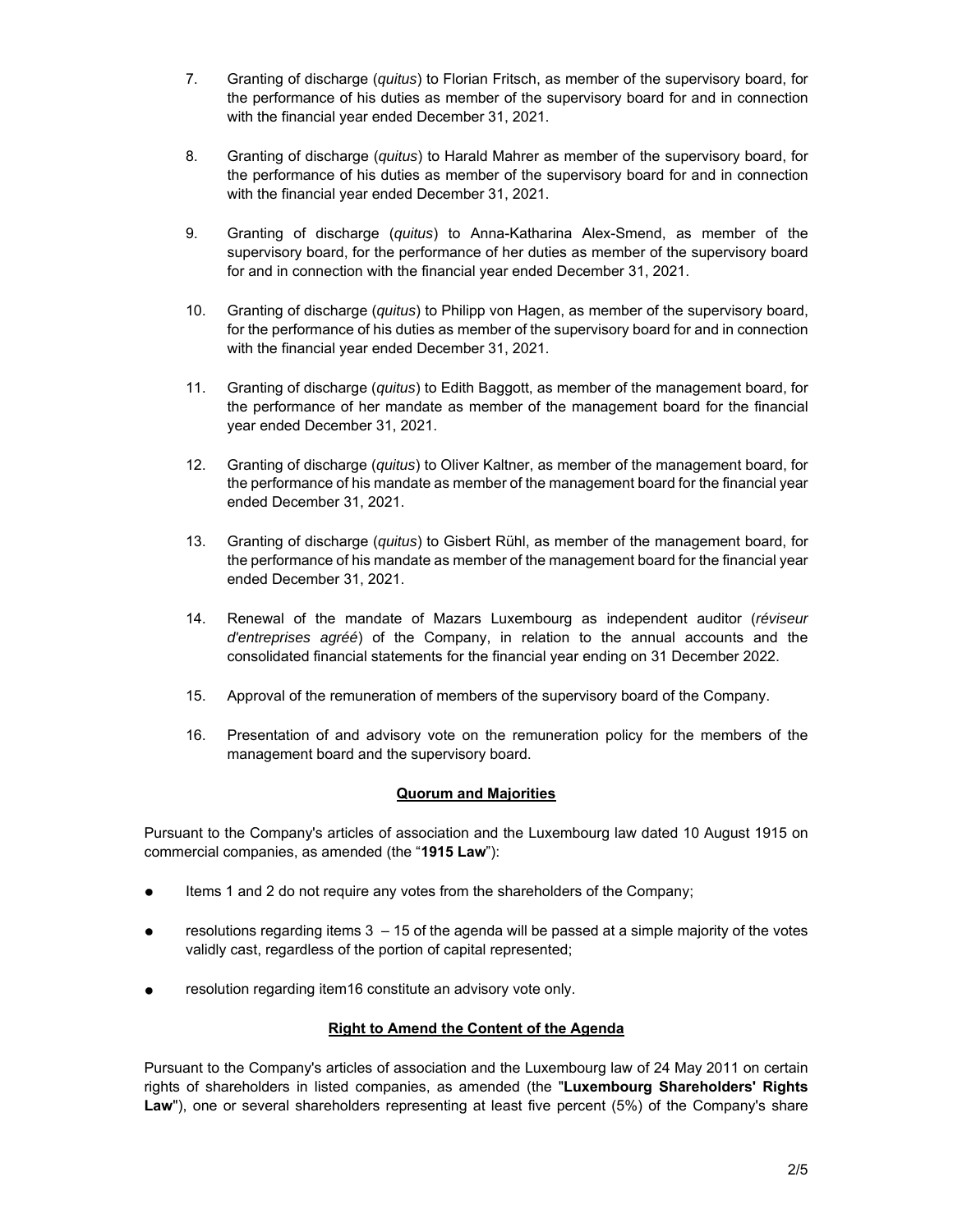7. Granting of discharge (*quitus*) to Florian Fritsch, as member of the supervisory board, for the performance of his duties as member of the supervisory board for and in connection with the financial year ended December 31, 2021.

8. Granting of discharge (*quitus*) to Harald Mahrer as member of the supervisory board, for the performance of his duties as member of the supervisory board for and in connection with the financial year ended December 31, 2021.

9. Granting of discharge (*quitus*) to Anna-Katharina Alex-Smend, as member of the supervisory board, for the performance of her duties as member of the supervisory board for and in connection with the financial year ended December 31, 2021.

10. Granting of discharge (*quitus*) to Philipp von Hagen, as member of the supervisory board, for the performance of his duties as member of the supervisory board for and in connection with the financial year ended December 31, 2021.

11. Granting of discharge (*quitus*) to Edith Baggott, as member of the management board, for the performance of her mandate as member of the management board for the financial year ended December 31, 2021.

12. Granting of discharge (*quitus*) to Oliver Kaltner, as member of the management board, for the performance of his mandate as member of the management board for the financial year ended December 31, 2021.

13. Granting of discharge (*quitus*) to Gisbert Rühl, as member of the management board, for the performance of his mandate as member of the management board for the financial year ended December 31, 2021.

14. Renewal of the mandate of Mazars Luxembourg as independent auditor (*réviseur d'entreprises agréé*) of the Company, in relation to the annual accounts and the consolidated financial statements for the financial year ending on 31 December 2022.

15. Approval of the remuneration of members of the supervisory board of the Company.

16. Presentation of and advisory vote on the remuneration policy for the members of the management board and the supervisory board.

## Quorum and Majorities

Pursuant to the Company's articles of association and the Luxembourg law dated 10 August 1915 on commercial companies, as amended (the "**1915 Law**"):

- Items 1 and 2 do not require any votes from the shareholders of the Company;
- resolutions regarding items 3 – 15 of the agenda will be passed at a simple majority of the votes validly cast, regardless of the portion of capital represented;
- resolution regarding item16 constitute an advisory vote only.

## Right to Amend the Content of the Agenda

Pursuant to the Company's articles of association and the Luxembourg law of 24 May 2011 on certain rights of shareholders in listed companies, as amended (the "**Luxembourg Shareholders' Rights Law**"), one or several shareholders representing at least five percent (5%) of the Company's share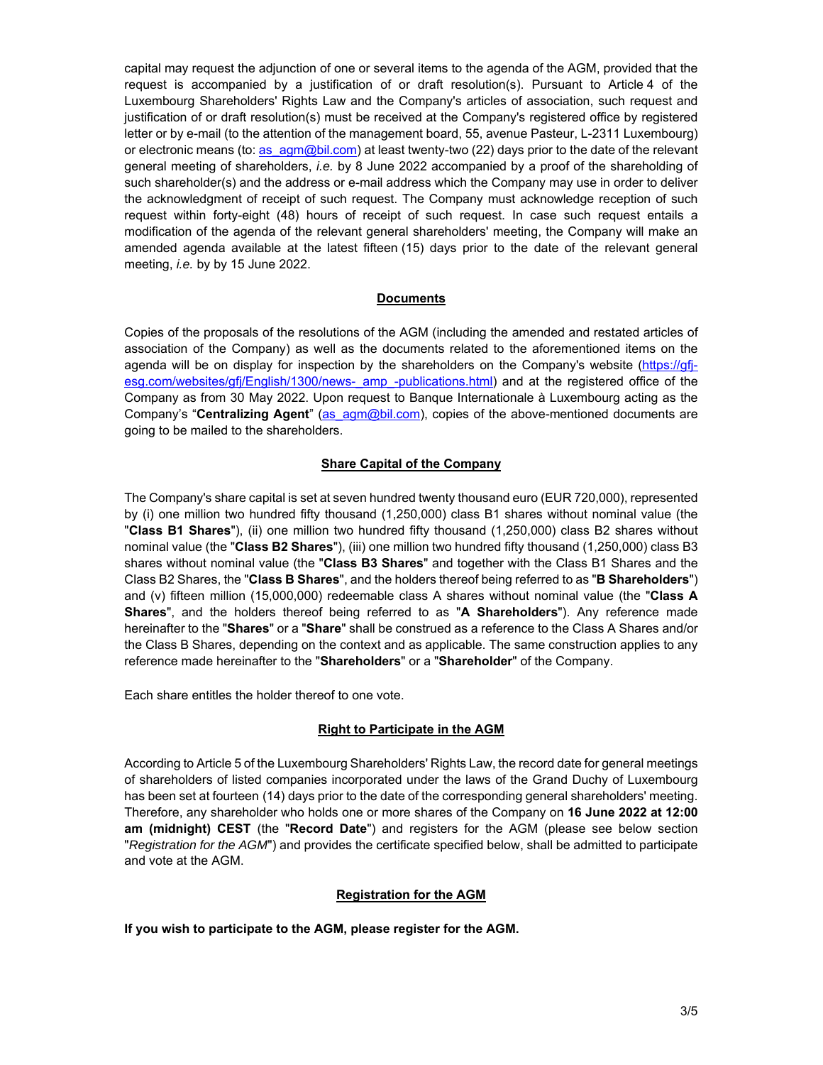capital may request the adjunction of one or several items to the agenda of the AGM, provided that the request is accompanied by a justification of or draft resolution(s). Pursuant to Article 4 of the Luxembourg Shareholders' Rights Law and the Company's articles of association, such request and justification of or draft resolution(s) must be received at the Company's registered office by registered letter or by e-mail (to the attention of the management board, 55, avenue Pasteur, L-2311 Luxembourg) or electronic means (to: as_agm@bil.com) at least twenty-two (22) days prior to the date of the relevant general meeting of shareholders, *i.e.* by 8 June 2022 accompanied by a proof of the shareholding of such shareholder(s) and the address or e-mail address which the Company may use in order to deliver the acknowledgment of receipt of such request. The Company must acknowledge reception of such request within forty-eight (48) hours of receipt of such request. In case such request entails a modification of the agenda of the relevant general shareholders' meeting, the Company will make an amended agenda available at the latest fifteen (15) days prior to the date of the relevant general meeting, *i.e.* by by 15 June 2022.

## Documents

Copies of the proposals of the resolutions of the AGM (including the amended and restated articles of association of the Company) as well as the documents related to the aforementioned items on the agenda will be on display for inspection by the shareholders on the Company's website (https://gfj-esg.com/websites/gfj/English/1300/news-_amp_-publications.html) and at the registered office of the Company as from 30 May 2022. Upon request to Banque Internationale à Luxembourg acting as the Company's "**Centralizing Agent**" (as_agm@bil.com), copies of the above-mentioned documents are going to be mailed to the shareholders.

## Share Capital of the Company

The Company's share capital is set at seven hundred twenty thousand euro (EUR 720,000), represented by (i) one million two hundred fifty thousand (1,250,000) class B1 shares without nominal value (the "**Class B1 Shares**"), (ii) one million two hundred fifty thousand (1,250,000) class B2 shares without nominal value (the "**Class B2 Shares**"), (iii) one million two hundred fifty thousand (1,250,000) class B3 shares without nominal value (the "**Class B3 Shares**" and together with the Class B1 Shares and the Class B2 Shares, the "**Class B Shares**", and the holders thereof being referred to as "**B Shareholders**") and (v) fifteen million (15,000,000) redeemable class A shares without nominal value (the "**Class A Shares**", and the holders thereof being referred to as "**A Shareholders**"). Any reference made hereinafter to the "**Shares**" or a "**Share**" shall be construed as a reference to the Class A Shares and/or the Class B Shares, depending on the context and as applicable. The same construction applies to any reference made hereinafter to the "**Shareholders**" or a "**Shareholder**" of the Company.

Each share entitles the holder thereof to one vote.

## Right to Participate in the AGM

According to Article 5 of the Luxembourg Shareholders' Rights Law, the record date for general meetings of shareholders of listed companies incorporated under the laws of the Grand Duchy of Luxembourg has been set at fourteen (14) days prior to the date of the corresponding general shareholders' meeting. Therefore, any shareholder who holds one or more shares of the Company on **16 June 2022 at 12:00 am (midnight) CEST** (the "**Record Date**") and registers for the AGM (please see below section "*Registration for the AGM*") and provides the certificate specified below, shall be admitted to participate and vote at the AGM.

## Registration for the AGM

**If you wish to participate to the AGM, please register for the AGM.**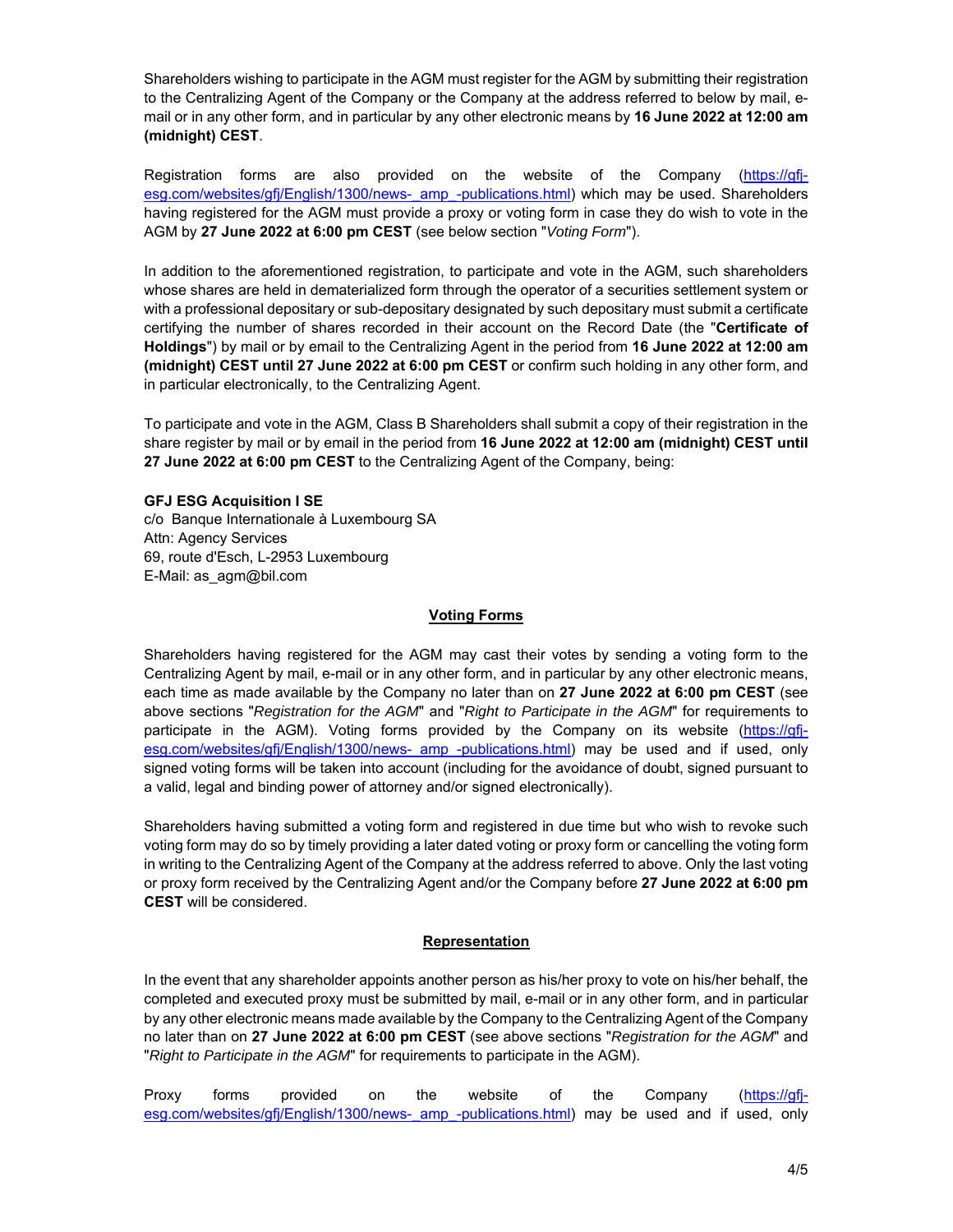Shareholders wishing to participate in the AGM must register for the AGM by submitting their registration to the Centralizing Agent of the Company or the Company at the address referred to below by mail, e-mail or in any other form, and in particular by any other electronic means by **16 June 2022 at 12:00 am (midnight) CEST**.

Registration forms are also provided on the website of the Company (https://gfj-esg.com/websites/gfj/English/1300/news-_amp_-publications.html) which may be used. Shareholders having registered for the AGM must provide a proxy or voting form in case they do wish to vote in the AGM by **27 June 2022 at 6:00 pm CEST** (see below section "*Voting Form*").

In addition to the aforementioned registration, to participate and vote in the AGM, such shareholders whose shares are held in dematerialized form through the operator of a securities settlement system or with a professional depositary or sub-depositary designated by such depositary must submit a certificate certifying the number of shares recorded in their account on the Record Date (the "**Certificate of Holdings**") by mail or by email to the Centralizing Agent in the period from **16 June 2022 at 12:00 am (midnight) CEST until 27 June 2022 at 6:00 pm CEST** or confirm such holding in any other form, and in particular electronically, to the Centralizing Agent.

To participate and vote in the AGM, Class B Shareholders shall submit a copy of their registration in the share register by mail or by email in the period from **16 June 2022 at 12:00 am (midnight) CEST until 27 June 2022 at 6:00 pm CEST** to the Centralizing Agent of the Company, being:

**GFJ ESG Acquisition I SE**
c/o Banque Internationale à Luxembourg SA
Attn: Agency Services
69, route d'Esch, L-2953 Luxembourg
E-Mail: as_agm@bil.com

## Voting Forms

Shareholders having registered for the AGM may cast their votes by sending a voting form to the Centralizing Agent by mail, e-mail or in any other form, and in particular by any other electronic means, each time as made available by the Company no later than on **27 June 2022 at 6:00 pm CEST** (see above sections "*Registration for the AGM*" and "*Right to Participate in the AGM*" for requirements to participate in the AGM). Voting forms provided by the Company on its website (https://gfj-esg.com/websites/gfj/English/1300/news-_amp_-publications.html) may be used and if used, only signed voting forms will be taken into account (including for the avoidance of doubt, signed pursuant to a valid, legal and binding power of attorney and/or signed electronically).

Shareholders having submitted a voting form and registered in due time but who wish to revoke such voting form may do so by timely providing a later dated voting or proxy form or cancelling the voting form in writing to the Centralizing Agent of the Company at the address referred to above. Only the last voting or proxy form received by the Centralizing Agent and/or the Company before **27 June 2022 at 6:00 pm CEST** will be considered.

## Representation

In the event that any shareholder appoints another person as his/her proxy to vote on his/her behalf, the completed and executed proxy must be submitted by mail, e-mail or in any other form, and in particular by any other electronic means made available by the Company to the Centralizing Agent of the Company no later than on **27 June 2022 at 6:00 pm CEST** (see above sections "*Registration for the AGM*" and "*Right to Participate in the AGM*" for requirements to participate in the AGM).

Proxy forms provided on the website of the Company (https://gfj-esg.com/websites/gfj/English/1300/news-_amp_-publications.html) may be used and if used, only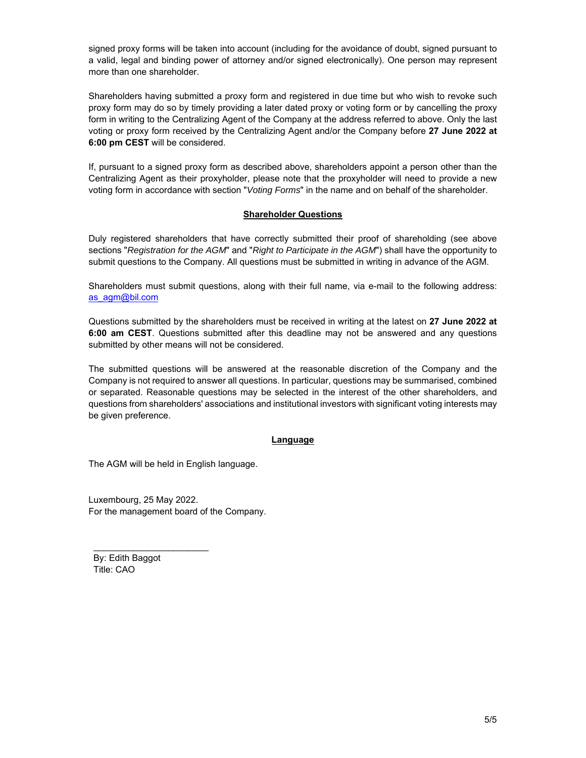signed proxy forms will be taken into account (including for the avoidance of doubt, signed pursuant to a valid, legal and binding power of attorney and/or signed electronically). One person may represent more than one shareholder.

Shareholders having submitted a proxy form and registered in due time but who wish to revoke such proxy form may do so by timely providing a later dated proxy or voting form or by cancelling the proxy form in writing to the Centralizing Agent of the Company at the address referred to above. Only the last voting or proxy form received by the Centralizing Agent and/or the Company before **27 June 2022 at 6:00 pm CEST** will be considered.

If, pursuant to a signed proxy form as described above, shareholders appoint a person other than the Centralizing Agent as their proxyholder, please note that the proxyholder will need to provide a new voting form in accordance with section "*Voting Forms*" in the name and on behalf of the shareholder.

## Shareholder Questions

Duly registered shareholders that have correctly submitted their proof of shareholding (see above sections "*Registration for the AGM*" and "*Right to Participate in the AGM*") shall have the opportunity to submit questions to the Company. All questions must be submitted in writing in advance of the AGM.

Shareholders must submit questions, along with their full name, via e-mail to the following address: as_agm@bil.com

Questions submitted by the shareholders must be received in writing at the latest on **27 June 2022 at 6:00 am CEST**. Questions submitted after this deadline may not be answered and any questions submitted by other means will not be considered.

The submitted questions will be answered at the reasonable discretion of the Company and the Company is not required to answer all questions. In particular, questions may be summarised, combined or separated. Reasonable questions may be selected in the interest of the other shareholders, and questions from shareholders' associations and institutional investors with significant voting interests may be given preference.

## Language

The AGM will be held in English language.

Luxembourg, 25 May 2022.
For the management board of the Company.

_______________________
By: Edith Baggot
Title: CAO